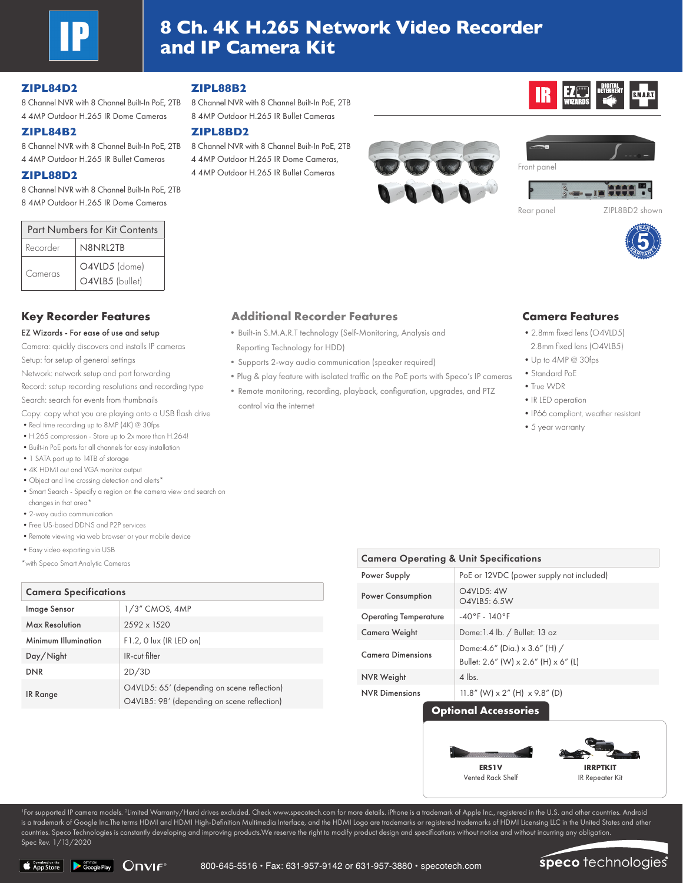# 8 Ch. 4K H.265 Network Video Recorder and IP Camera Kit

**ZIPL84D2**
8 Channel NVR with 8 Channel Built-In PoE, 2TB
4 4MP Outdoor H.265 IR Dome Cameras

**ZIPL84B2**
8 Channel NVR with 8 Channel Built-In PoE, 2TB
4 4MP Outdoor H.265 IR Bullet Cameras

**ZIPL88D2**
8 Channel NVR with 8 Channel Built-In PoE, 2TB
8 4MP Outdoor H.265 IR Dome Cameras

**ZIPL88B2**
8 Channel NVR with 8 Channel Built-In PoE, 2TB
8 4MP Outdoor H.265 IR Bullet Cameras

**ZIPL8BD2**
8 Channel NVR with 8 Channel Built-In PoE, 2TB
4 4MP Outdoor H.265 IR Dome Cameras,
4 4MP Outdoor H.265 IR Bullet Cameras

Front panel

Rear panel

ZIPL8BD2 shown

| Part Numbers for Kit Contents | |
|---|---|
| Recorder | N8NRL2TB |
| Cameras | O4VLD5 (dome)<br>O4VLB5 (bullet) |

## Key Recorder Features

EZ Wizards - For ease of use and setup
Camera: quickly discovers and installs IP cameras
Setup: for setup of general settings
Network: network setup and port forwarding
Record: setup recording resolutions and recording type
Search: search for events from thumbnails
Copy: copy what you are playing onto a USB flash drive

- Real time recording up to 8MP (4K) @ 30fps
- H.265 compression - Store up to 2x more than H.264!
- Built-in PoE ports for all channels for easy installation
- 1 SATA port up to 14TB of storage
- 4K HDMI out and VGA monitor output
- Object and line crossing detection and alerts*
- Smart Search - Specify a region on the camera view and search on changes in that area*
- 2-way audio communication
- Free US-based DDNS and P2P services
- Remote viewing via web browser or your mobile device
- Easy video exporting via USB

*with Speco Smart Analytic Cameras

## Additional Recorder Features

- Built-in S.M.A.R.T technology (Self-Monitoring, Analysis and Reporting Technology for HDD)
- Supports 2-way audio communication (speaker required)
- Plug & play feature with isolated traffic on the PoE ports with Speco's IP cameras
- Remote monitoring, recording, playback, configuration, upgrades, and PTZ control via the internet

## Camera Features

- 2.8mm fixed lens (O4VLD5)
  2.8mm fixed lens (O4VLB5)
- Up to 4MP @ 30fps
- Standard PoE
- True WDR
- IR LED operation
- IP66 compliant, weather resistant
- 5 year warranty

| Camera Specifications | |
|---|---|
| Image Sensor | 1/3" CMOS, 4MP |
| Max Resolution | 2592 x 1520 |
| Minimum Illumination | F1.2, 0 lux (IR LED on) |
| Day/Night | IR-cut filter |
| DNR | 2D/3D |
| IR Range | O4VLD5: 65' (depending on scene reflection)<br>O4VLB5: 98' (depending on scene reflection) |

| Camera Operating & Unit Specifications | |
|---|---|
| Power Supply | PoE or 12VDC (power supply not included) |
| Power Consumption | O4VLD5: 4W<br>O4VLB5: 6.5W |
| Operating Temperature | -40°F - 140°F |
| Camera Weight | Dome: 1.4 lb. / Bullet: 13 oz |
| Camera Dimensions | Dome: 4.6" (Dia.) x 3.6" (H) /<br>Bullet: 2.6" (W) x 2.6" (H) x 6" (L) |
| NVR Weight | 4 lbs. |
| NVR Dimensions | 11.8" (W) x 2" (H) x 9.8" (D) |

## Optional Accessories

**ERS1V**
Vented Rack Shelf

**IRRPTKIT**
IR Repeater Kit

[1]For supported IP camera models. [2]Limited Warranty/Hard drives excluded. Check www.specotech.com for more details. iPhone is a trademark of Apple Inc., registered in the U.S. and other countries. Android is a trademark of Google Inc.The terms HDMI and HDMI High-Definition Multimedia Interface, and the HDMI Logo are trademarks or registered trademarks of HDMI Licensing LLC in the United States and other countries. Speco Technologies is constantly developing and improving products.We reserve the right to modify product design and specifications without notice and without incurring any obligation.
Spec Rev. 1/13/2020

800-645-5516 • Fax: 631-957-9142 or 631-957-3880 • specotech.com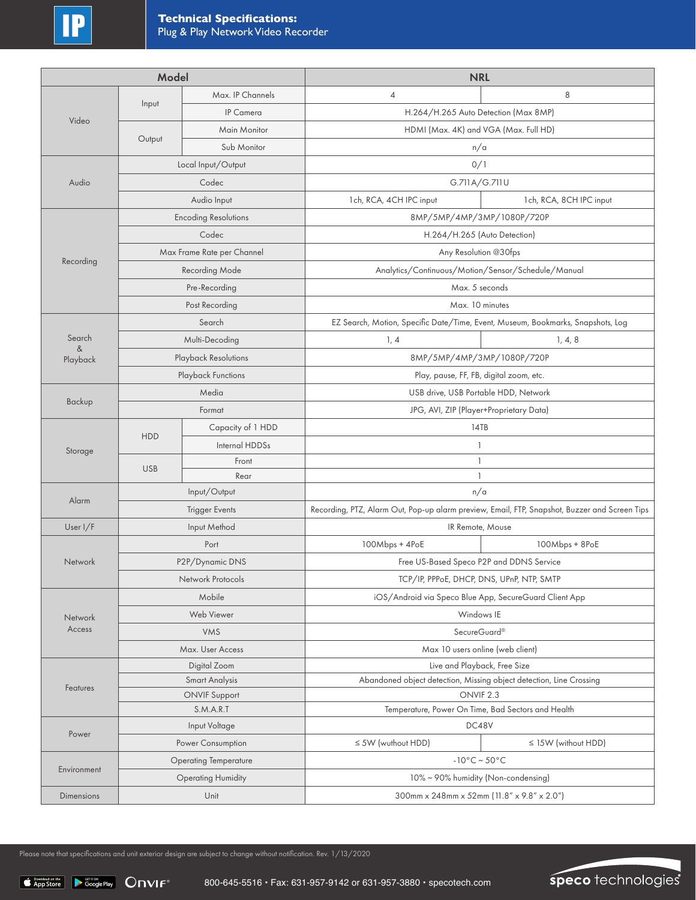# Technical Specifications:
Plug & Play Network Video Recorder

| Model | | | NRL | |
|---|---|---|---|---|
| Video | Input | Max. IP Channels | 4 | 8 |
| | | IP Camera | H.264/H.265 Auto Detection (Max 8MP) | |
| | Output | Main Monitor | HDMI (Max. 4K) and VGA (Max. Full HD) | |
| | | Sub Monitor | n/a | |
| Audio | Local Input/Output | | 0/1 | |
| | Codec | | G.711A/G.711U | |
| | Audio Input | | 1ch, RCA, 4CH IPC input | 1ch, RCA, 8CH IPC input |
| Recording | Encoding Resolutions | | 8MP/5MP/4MP/3MP/1080P/720P | |
| | Codec | | H.264/H.265 (Auto Detection) | |
| | Max Frame Rate per Channel | | Any Resolution @30fps | |
| | Recording Mode | | Analytics/Continuous/Motion/Sensor/Schedule/Manual | |
| | Pre-Recording | | Max. 5 seconds | |
| | Post Recording | | Max. 10 minutes | |
| Search & Playback | Search | | EZ Search, Motion, Specific Date/Time, Event, Museum, Bookmarks, Snapshots, Log | |
| | Multi-Decoding | | 1, 4 | 1, 4, 8 |
| | Playback Resolutions | | 8MP/5MP/4MP/3MP/1080P/720P | |
| | Playback Functions | | Play, pause, FF, FB, digital zoom, etc. | |
| Backup | Media | | USB drive, USB Portable HDD, Network | |
| | Format | | JPG, AVI, ZIP (Player+Proprietary Data) | |
| Storage | HDD | Capacity of 1 HDD | 14TB | |
| | | Internal HDDSs | 1 | |
| | USB | Front | 1 | |
| | | Rear | 1 | |
| Alarm | Input/Output | | n/a | |
| | Trigger Events | | Recording, PTZ, Alarm Out, Pop-up alarm preview, Email, FTP, Snapshot, Buzzer and Screen Tips | |
| User I/F | Input Method | | IR Remote, Mouse | |
| Network | Port | | 100Mbps + 4PoE | 100Mbps + 8PoE |
| | P2P/Dynamic DNS | | Free US-Based Speco P2P and DDNS Service | |
| | Network Protocols | | TCP/IP, PPPoE, DHCP, DNS, UPnP, NTP, SMTP | |
| Network Access | Mobile | | iOS/Android via Speco Blue App, SecureGuard Client App | |
| | Web Viewer | | Windows IE | |
| | VMS | | SecureGuard® | |
| | Max. User Access | | Max 10 users online (web client) | |
| Features | Digital Zoom | | Live and Playback, Free Size | |
| | Smart Analysis | | Abandoned object detection, Missing object detection, Line Crossing | |
| | ONVIF Support | | ONVIF 2.3 | |
| | S.M.A.R.T | | Temperature, Power On Time, Bad Sectors and Health | |
| Power | Input Voltage | | DC48V | |
| | Power Consumption | | ≤ 5W (wuthout HDD) | ≤ 15W (without HDD) |
| Environment | Operating Temperature | | -10°C ~ 50°C | |
| | Operating Humidity | | 10% ~ 90% humidity (Non-condensing) | |
| Dimensions | Unit | | 300mm x 248mm x 52mm (11.8" x 9.8" x 2.0") | |

Please note that specifications and unit exterior design are subject to change without notification. Rev. 1/13/2020

800-645-5516 • Fax: 631-957-9142 or 631-957-3880 • specotech.com